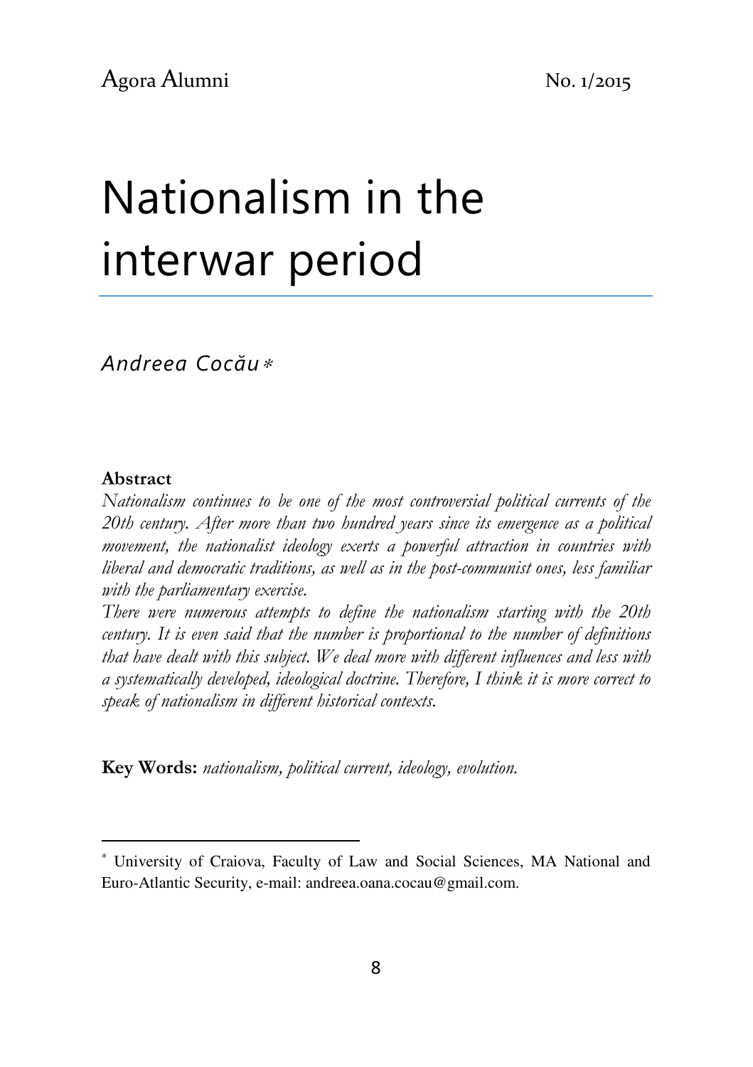# Nationalism in the interwar period

*Andreea Cocău*[*]

**Abstract**

*Nationalism continues to be one of the most controversial political currents of the 20th century. After more than two hundred years since its emergence as a political movement, the nationalist ideology exerts a powerful attraction in countries with liberal and democratic traditions, as well as in the post-communist ones, less familiar with the parliamentary exercise.*

*There were numerous attempts to define the nationalism starting with the 20th century. It is even said that the number is proportional to the number of definitions that have dealt with this subject. We deal more with different influences and less with a systematically developed, ideological doctrine. Therefore, I think it is more correct to speak of nationalism in different historical contexts.*

**Key Words:** *nationalism, political current, ideology, evolution.*

---

[*] University of Craiova, Faculty of Law and Social Sciences, MA National and Euro-Atlantic Security, e-mail: andreea.oana.cocau@gmail.com.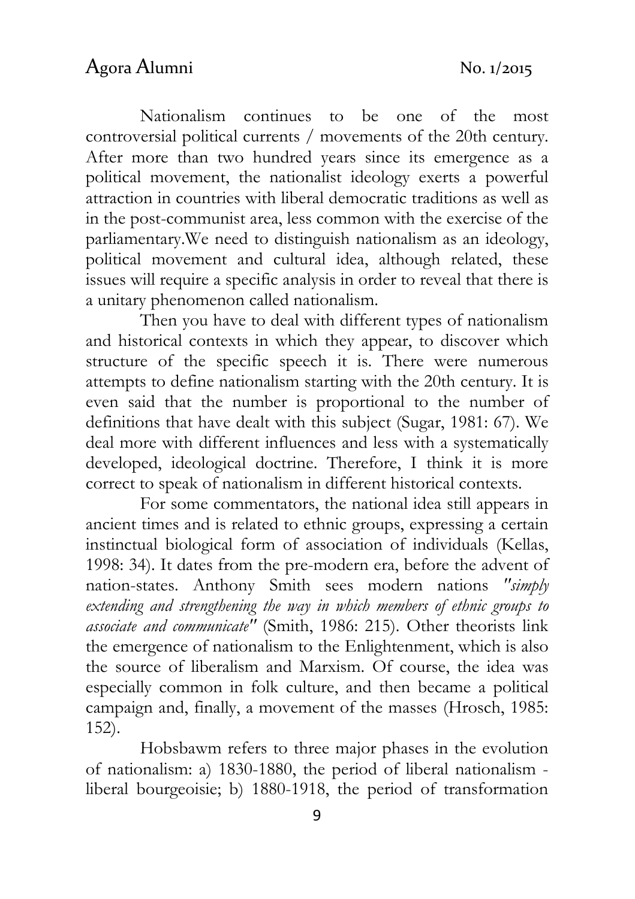Nationalism continues to be one of the most controversial political currents / movements of the 20th century. After more than two hundred years since its emergence as a political movement, the nationalist ideology exerts a powerful attraction in countries with liberal democratic traditions as well as in the post-communist area, less common with the exercise of the parliamentary.We need to distinguish nationalism as an ideology, political movement and cultural idea, although related, these issues will require a specific analysis in order to reveal that there is a unitary phenomenon called nationalism.

Then you have to deal with different types of nationalism and historical contexts in which they appear, to discover which structure of the specific speech it is. There were numerous attempts to define nationalism starting with the 20th century. It is even said that the number is proportional to the number of definitions that have dealt with this subject (Sugar, 1981: 67). We deal more with different influences and less with a systematically developed, ideological doctrine. Therefore, I think it is more correct to speak of nationalism in different historical contexts.

For some commentators, the national idea still appears in ancient times and is related to ethnic groups, expressing a certain instinctual biological form of association of individuals (Kellas, 1998: 34). It dates from the pre-modern era, before the advent of nation-states. Anthony Smith sees modern nations "*simply extending and strengthening the way in which members of ethnic groups to associate and communicate*" (Smith, 1986: 215). Other theorists link the emergence of nationalism to the Enlightenment, which is also the source of liberalism and Marxism. Of course, the idea was especially common in folk culture, and then became a political campaign and, finally, a movement of the masses (Hrosch, 1985: 152).

Hobsbawm refers to three major phases in the evolution of nationalism: a) 1830-1880, the period of liberal nationalism - liberal bourgeoisie; b) 1880-1918, the period of transformation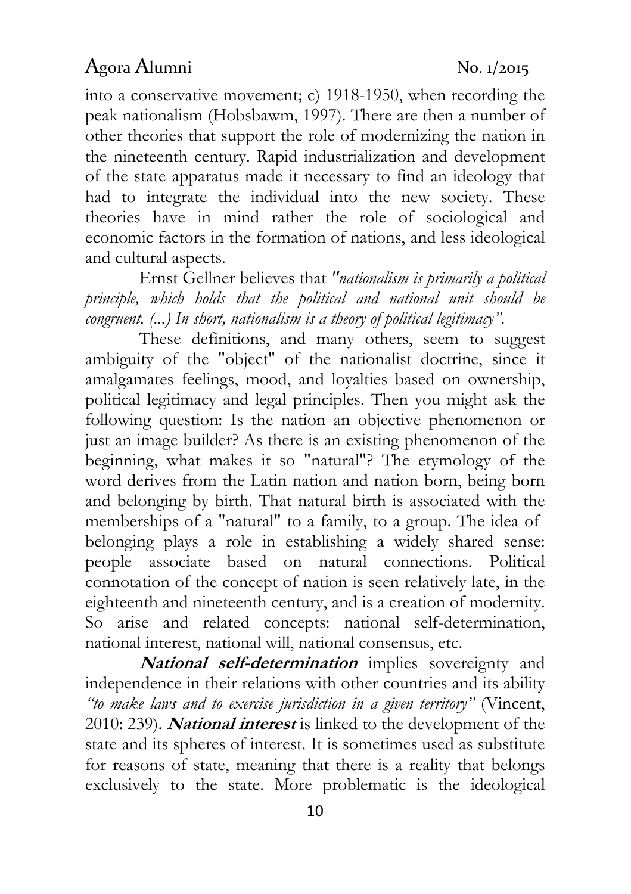into a conservative movement; c) 1918-1950, when recording the peak nationalism (Hobsbawm, 1997). There are then a number of other theories that support the role of modernizing the nation in the nineteenth century. Rapid industrialization and development of the state apparatus made it necessary to find an ideology that had to integrate the individual into the new society. These theories have in mind rather the role of sociological and economic factors in the formation of nations, and less ideological and cultural aspects.

Ernst Gellner believes that *"nationalism is primarily a political principle, which holds that the political and national unit should be congruent. (...) In short, nationalism is a theory of political legitimacy"*.

These definitions, and many others, seem to suggest ambiguity of the "object" of the nationalist doctrine, since it amalgamates feelings, mood, and loyalties based on ownership, political legitimacy and legal principles. Then you might ask the following question: Is the nation an objective phenomenon or just an image builder? As there is an existing phenomenon of the beginning, what makes it so "natural"? The etymology of the word derives from the Latin nation and nation born, being born and belonging by birth. That natural birth is associated with the memberships of a "natural" to a family, to a group. The idea of belonging plays a role in establishing a widely shared sense: people associate based on natural connections. Political connotation of the concept of nation is seen relatively late, in the eighteenth and nineteenth century, and is a creation of modernity. So arise and related concepts: national self-determination, national interest, national will, national consensus, etc.

***National self-determination*** implies sovereignty and independence in their relations with other countries and its ability *"to make laws and to exercise jurisdiction in a given territory"* (Vincent, 2010: 239). ***National interest*** is linked to the development of the state and its spheres of interest. It is sometimes used as substitute for reasons of state, meaning that there is a reality that belongs exclusively to the state. More problematic is the ideological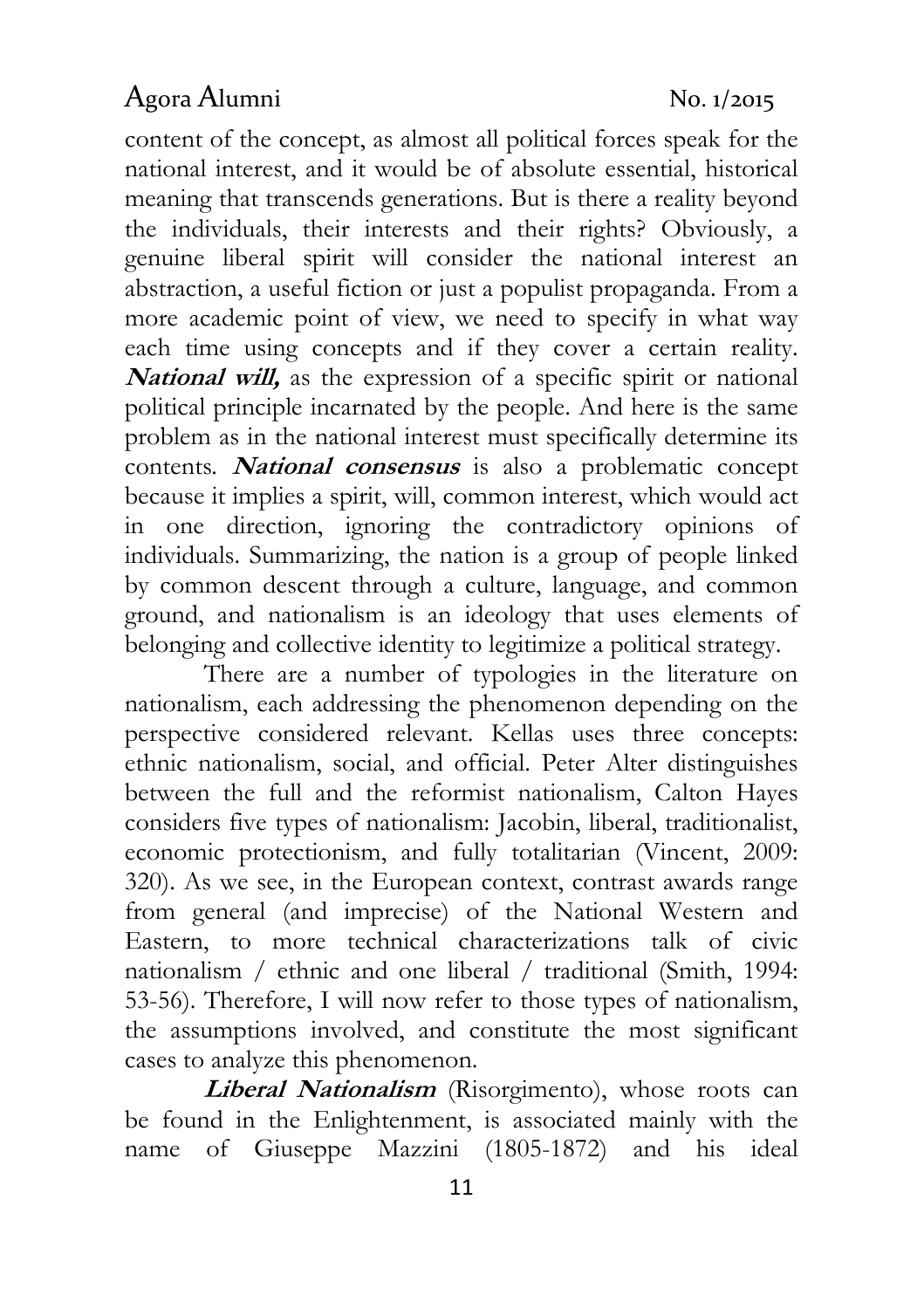content of the concept, as almost all political forces speak for the national interest, and it would be of absolute essential, historical meaning that transcends generations. But is there a reality beyond the individuals, their interests and their rights? Obviously, a genuine liberal spirit will consider the national interest an abstraction, a useful fiction or just a populist propaganda. From a more academic point of view, we need to specify in what way each time using concepts and if they cover a certain reality. ***National will,*** as the expression of a specific spirit or national political principle incarnated by the people. And here is the same problem as in the national interest must specifically determine its contents. ***National consensus*** is also a problematic concept because it implies a spirit, will, common interest, which would act in one direction, ignoring the contradictory opinions of individuals. Summarizing, the nation is a group of people linked by common descent through a culture, language, and common ground, and nationalism is an ideology that uses elements of belonging and collective identity to legitimize a political strategy.

There are a number of typologies in the literature on nationalism, each addressing the phenomenon depending on the perspective considered relevant. Kellas uses three concepts: ethnic nationalism, social, and official. Peter Alter distinguishes between the full and the reformist nationalism, Calton Hayes considers five types of nationalism: Jacobin, liberal, traditionalist, economic protectionism, and fully totalitarian (Vincent, 2009: 320). As we see, in the European context, contrast awards range from general (and imprecise) of the National Western and Eastern, to more technical characterizations talk of civic nationalism / ethnic and one liberal / traditional (Smith, 1994: 53-56). Therefore, I will now refer to those types of nationalism, the assumptions involved, and constitute the most significant cases to analyze this phenomenon.

***Liberal Nationalism*** (Risorgimento), whose roots can be found in the Enlightenment, is associated mainly with the name of Giuseppe Mazzini (1805-1872) and his ideal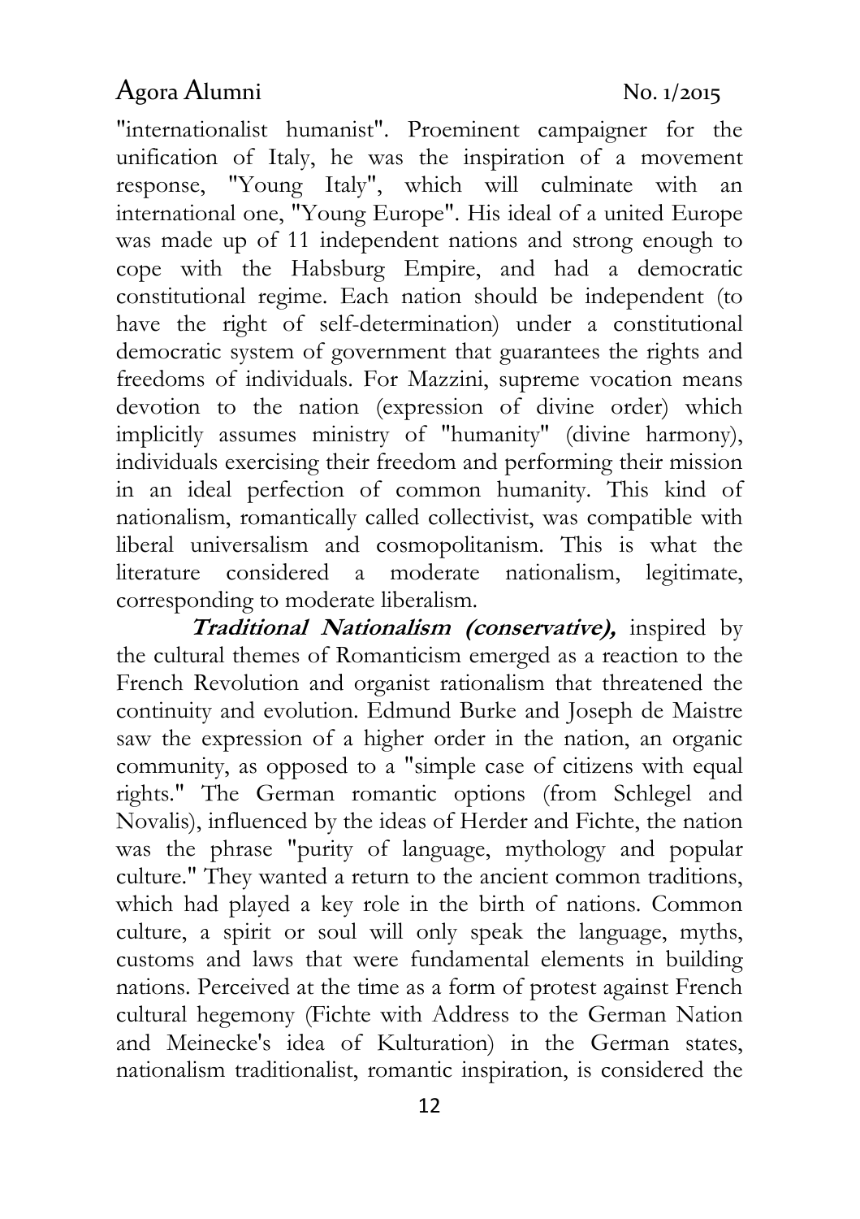"internationalist humanist". Proeminent campaigner for the unification of Italy, he was the inspiration of a movement response, "Young Italy", which will culminate with an international one, "Young Europe". His ideal of a united Europe was made up of 11 independent nations and strong enough to cope with the Habsburg Empire, and had a democratic constitutional regime. Each nation should be independent (to have the right of self-determination) under a constitutional democratic system of government that guarantees the rights and freedoms of individuals. For Mazzini, supreme vocation means devotion to the nation (expression of divine order) which implicitly assumes ministry of "humanity" (divine harmony), individuals exercising their freedom and performing their mission in an ideal perfection of common humanity. This kind of nationalism, romantically called collectivist, was compatible with liberal universalism and cosmopolitanism. This is what the literature considered a moderate nationalism, legitimate, corresponding to moderate liberalism.

***Traditional Nationalism (conservative),*** inspired by the cultural themes of Romanticism emerged as a reaction to the French Revolution and organist rationalism that threatened the continuity and evolution. Edmund Burke and Joseph de Maistre saw the expression of a higher order in the nation, an organic community, as opposed to a "simple case of citizens with equal rights." The German romantic options (from Schlegel and Novalis), influenced by the ideas of Herder and Fichte, the nation was the phrase "purity of language, mythology and popular culture." They wanted a return to the ancient common traditions, which had played a key role in the birth of nations. Common culture, a spirit or soul will only speak the language, myths, customs and laws that were fundamental elements in building nations. Perceived at the time as a form of protest against French cultural hegemony (Fichte with Address to the German Nation and Meinecke's idea of Kulturation) in the German states, nationalism traditionalist, romantic inspiration, is considered the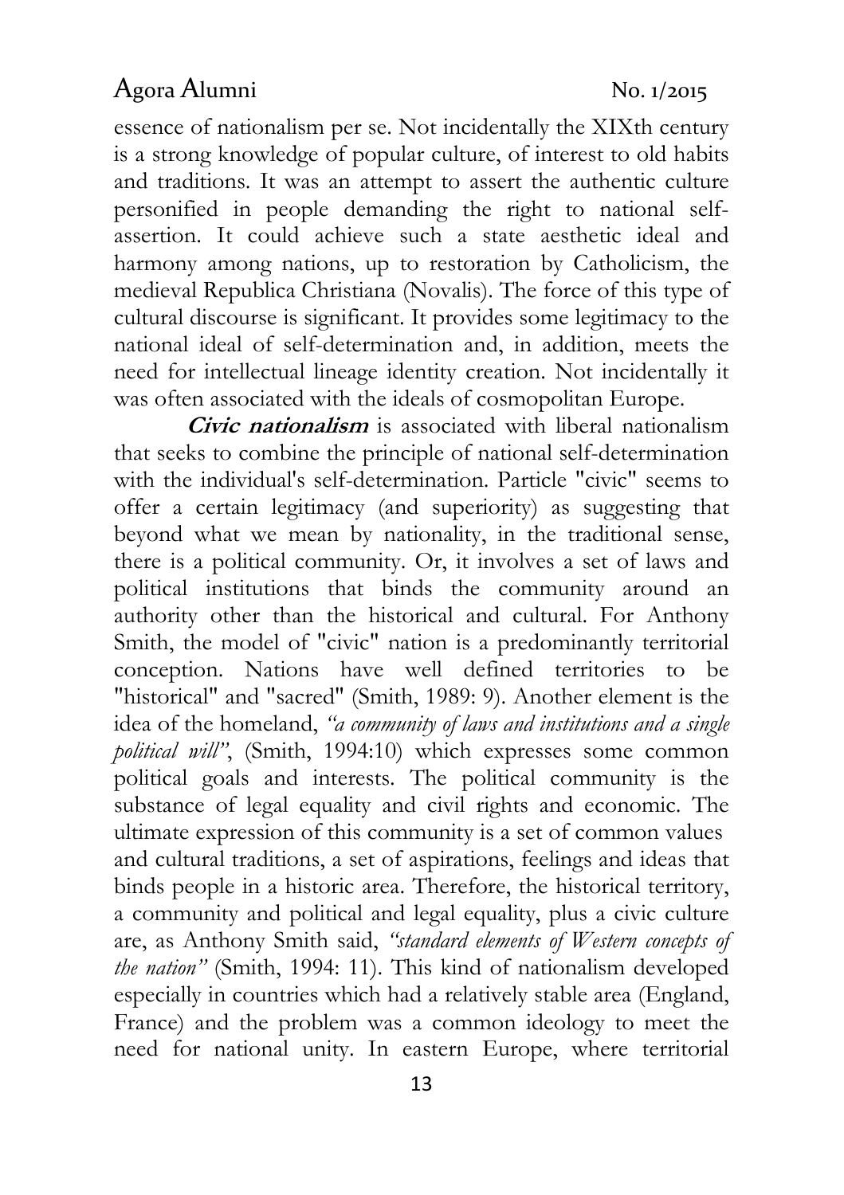essence of nationalism per se. Not incidentally the XIXth century is a strong knowledge of popular culture, of interest to old habits and traditions. It was an attempt to assert the authentic culture personified in people demanding the right to national self-assertion. It could achieve such a state aesthetic ideal and harmony among nations, up to restoration by Catholicism, the medieval Republica Christiana (Novalis). The force of this type of cultural discourse is significant. It provides some legitimacy to the national ideal of self-determination and, in addition, meets the need for intellectual lineage identity creation. Not incidentally it was often associated with the ideals of cosmopolitan Europe.

***Civic nationalism*** is associated with liberal nationalism that seeks to combine the principle of national self-determination with the individual's self-determination. Particle "civic" seems to offer a certain legitimacy (and superiority) as suggesting that beyond what we mean by nationality, in the traditional sense, there is a political community. Or, it involves a set of laws and political institutions that binds the community around an authority other than the historical and cultural. For Anthony Smith, the model of "civic" nation is a predominantly territorial conception. Nations have well defined territories to be "historical" and "sacred" (Smith, 1989: 9). Another element is the idea of the homeland, *"a community of laws and institutions and a single political will"*, (Smith, 1994:10) which expresses some common political goals and interests. The political community is the substance of legal equality and civil rights and economic. The ultimate expression of this community is a set of common values and cultural traditions, a set of aspirations, feelings and ideas that binds people in a historic area. Therefore, the historical territory, a community and political and legal equality, plus a civic culture are, as Anthony Smith said, *"standard elements of Western concepts of the nation"* (Smith, 1994: 11). This kind of nationalism developed especially in countries which had a relatively stable area (England, France) and the problem was a common ideology to meet the need for national unity. In eastern Europe, where territorial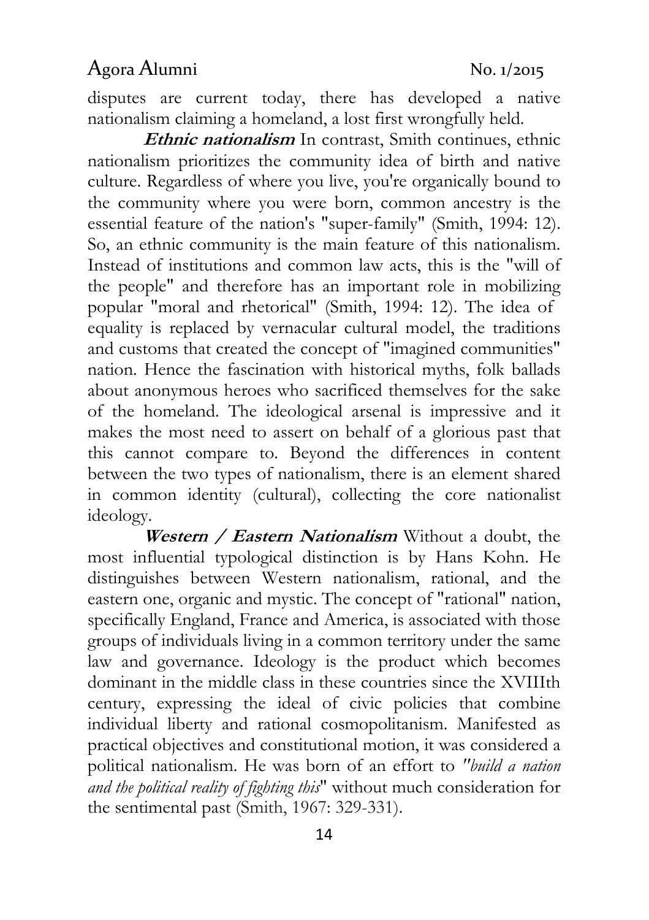disputes are current today, there has developed a native nationalism claiming a homeland, a lost first wrongfully held.

***Ethnic nationalism*** In contrast, Smith continues, ethnic nationalism prioritizes the community idea of birth and native culture. Regardless of where you live, you're organically bound to the community where you were born, common ancestry is the essential feature of the nation's "super-family" (Smith, 1994: 12). So, an ethnic community is the main feature of this nationalism. Instead of institutions and common law acts, this is the "will of the people" and therefore has an important role in mobilizing popular "moral and rhetorical" (Smith, 1994: 12). The idea of equality is replaced by vernacular cultural model, the traditions and customs that created the concept of "imagined communities" nation. Hence the fascination with historical myths, folk ballads about anonymous heroes who sacrificed themselves for the sake of the homeland. The ideological arsenal is impressive and it makes the most need to assert on behalf of a glorious past that this cannot compare to. Beyond the differences in content between the two types of nationalism, there is an element shared in common identity (cultural), collecting the core nationalist ideology.

***Western / Eastern Nationalism*** Without a doubt, the most influential typological distinction is by Hans Kohn. He distinguishes between Western nationalism, rational, and the eastern one, organic and mystic. The concept of "rational" nation, specifically England, France and America, is associated with those groups of individuals living in a common territory under the same law and governance. Ideology is the product which becomes dominant in the middle class in these countries since the XVIIIth century, expressing the ideal of civic policies that combine individual liberty and rational cosmopolitanism. Manifested as practical objectives and constitutional motion, it was considered a political nationalism. He was born of an effort to *"build a nation and the political reality of fighting this*" without much consideration for the sentimental past (Smith, 1967: 329-331).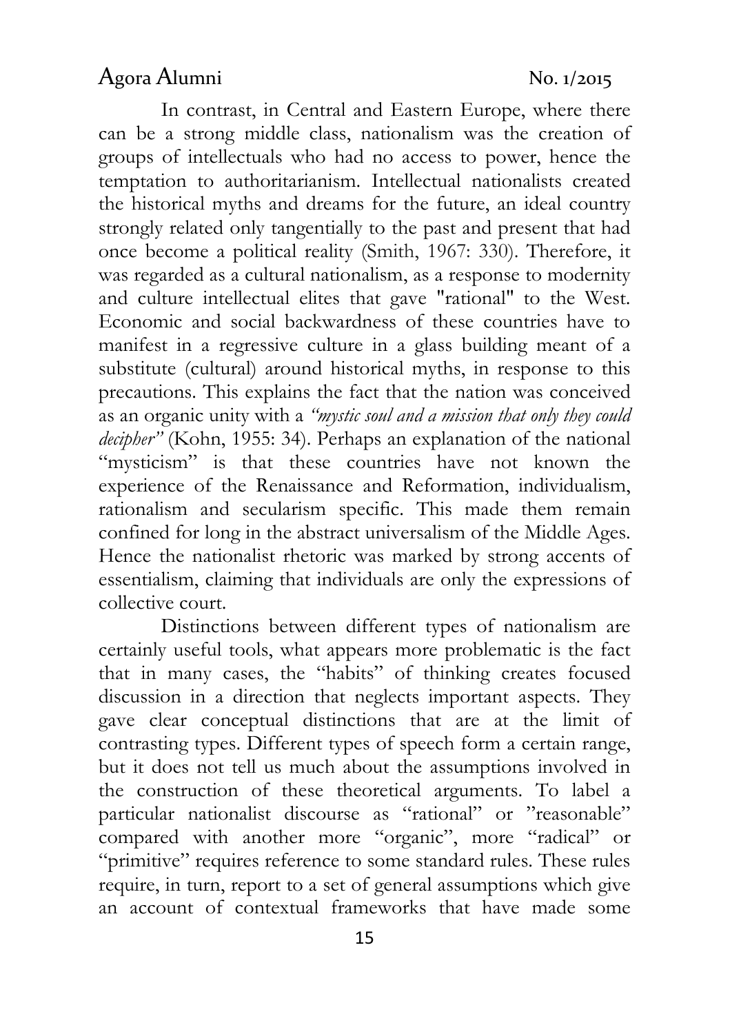In contrast, in Central and Eastern Europe, where there can be a strong middle class, nationalism was the creation of groups of intellectuals who had no access to power, hence the temptation to authoritarianism. Intellectual nationalists created the historical myths and dreams for the future, an ideal country strongly related only tangentially to the past and present that had once become a political reality (Smith, 1967: 330). Therefore, it was regarded as a cultural nationalism, as a response to modernity and culture intellectual elites that gave "rational" to the West. Economic and social backwardness of these countries have to manifest in a regressive culture in a glass building meant of a substitute (cultural) around historical myths, in response to this precautions. This explains the fact that the nation was conceived as an organic unity with a *"mystic soul and a mission that only they could decipher"* (Kohn, 1955: 34). Perhaps an explanation of the national "mysticism" is that these countries have not known the experience of the Renaissance and Reformation, individualism, rationalism and secularism specific. This made them remain confined for long in the abstract universalism of the Middle Ages. Hence the nationalist rhetoric was marked by strong accents of essentialism, claiming that individuals are only the expressions of collective court.

Distinctions between different types of nationalism are certainly useful tools, what appears more problematic is the fact that in many cases, the "habits" of thinking creates focused discussion in a direction that neglects important aspects. They gave clear conceptual distinctions that are at the limit of contrasting types. Different types of speech form a certain range, but it does not tell us much about the assumptions involved in the construction of these theoretical arguments. To label a particular nationalist discourse as "rational" or "reasonable" compared with another more "organic", more "radical" or "primitive" requires reference to some standard rules. These rules require, in turn, report to a set of general assumptions which give an account of contextual frameworks that have made some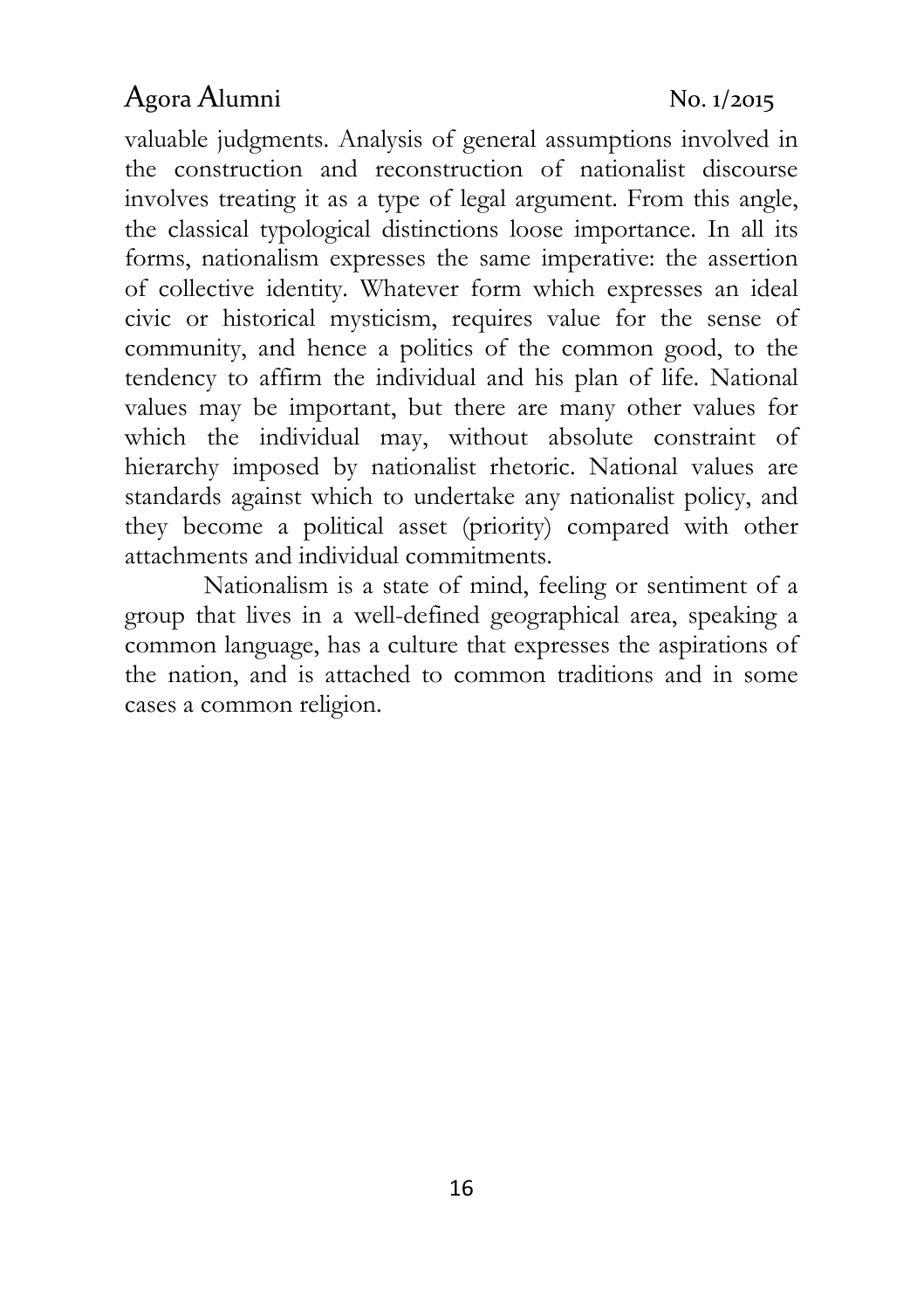valuable judgments. Analysis of general assumptions involved in the construction and reconstruction of nationalist discourse involves treating it as a type of legal argument. From this angle, the classical typological distinctions loose importance. In all its forms, nationalism expresses the same imperative: the assertion of collective identity. Whatever form which expresses an ideal civic or historical mysticism, requires value for the sense of community, and hence a politics of the common good, to the tendency to affirm the individual and his plan of life. National values may be important, but there are many other values for which the individual may, without absolute constraint of hierarchy imposed by nationalist rhetoric. National values are standards against which to undertake any nationalist policy, and they become a political asset (priority) compared with other attachments and individual commitments.

Nationalism is a state of mind, feeling or sentiment of a group that lives in a well-defined geographical area, speaking a common language, has a culture that expresses the aspirations of the nation, and is attached to common traditions and in some cases a common religion.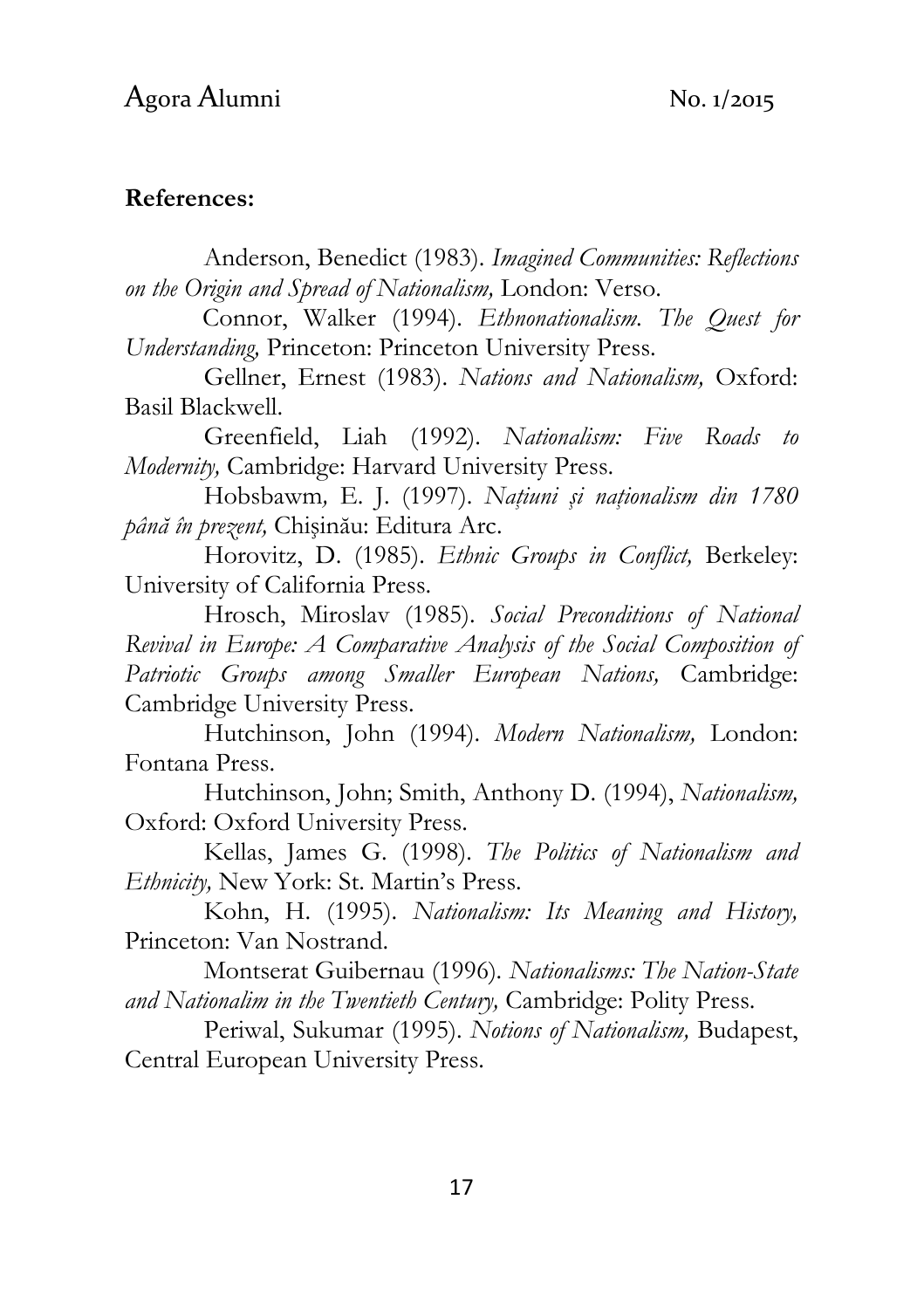**References:**

Anderson, Benedict (1983). *Imagined Communities: Reflections on the Origin and Spread of Nationalism,* London: Verso.

Connor, Walker (1994). *Ethnonationalism. The Quest for Understanding,* Princeton: Princeton University Press.

Gellner, Ernest (1983). *Nations and Nationalism,* Oxford: Basil Blackwell.

Greenfield, Liah (1992). *Nationalism: Five Roads to Modernity,* Cambridge: Harvard University Press.

Hobsbawm, E. J. (1997). *Națiuni și naționalism din 1780 până în prezent,* Chișinău: Editura Arc.

Horovitz, D. (1985). *Ethnic Groups in Conflict,* Berkeley: University of California Press.

Hrosch, Miroslav (1985). *Social Preconditions of National Revival in Europe: A Comparative Analysis of the Social Composition of Patriotic Groups among Smaller European Nations,* Cambridge: Cambridge University Press.

Hutchinson, John (1994). *Modern Nationalism,* London: Fontana Press.

Hutchinson, John; Smith, Anthony D. (1994), *Nationalism,* Oxford: Oxford University Press.

Kellas, James G. (1998). *The Politics of Nationalism and Ethnicity,* New York: St. Martin's Press.

Kohn, H. (1995). *Nationalism: Its Meaning and History,* Princeton: Van Nostrand.

Montserat Guibernau (1996). *Nationalisms: The Nation-State and Nationalim in the Twentieth Century,* Cambridge: Polity Press.

Periwal, Sukumar (1995). *Notions of Nationalism,* Budapest, Central European University Press.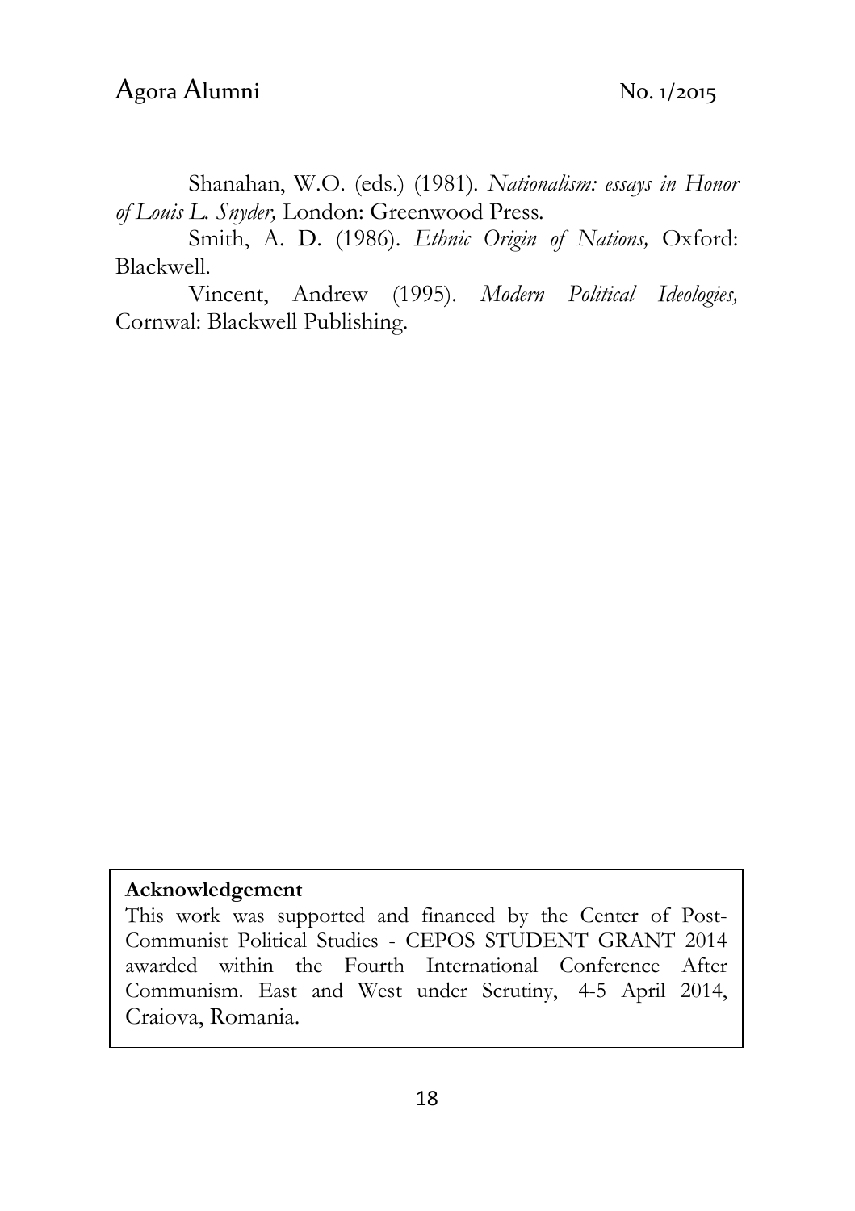Shanahan, W.O. (eds.) (1981). *Nationalism: essays in Honor of Louis L. Snyder,* London: Greenwood Press.

Smith, A. D. (1986). *Ethnic Origin of Nations,* Oxford: Blackwell.

Vincent, Andrew (1995). *Modern Political Ideologies,* Cornwal: Blackwell Publishing.

**Acknowledgement**

This work was supported and financed by the Center of Post-Communist Political Studies - CEPOS STUDENT GRANT 2014 awarded within the Fourth International Conference After Communism. East and West under Scrutiny, 4-5 April 2014, Craiova, Romania.